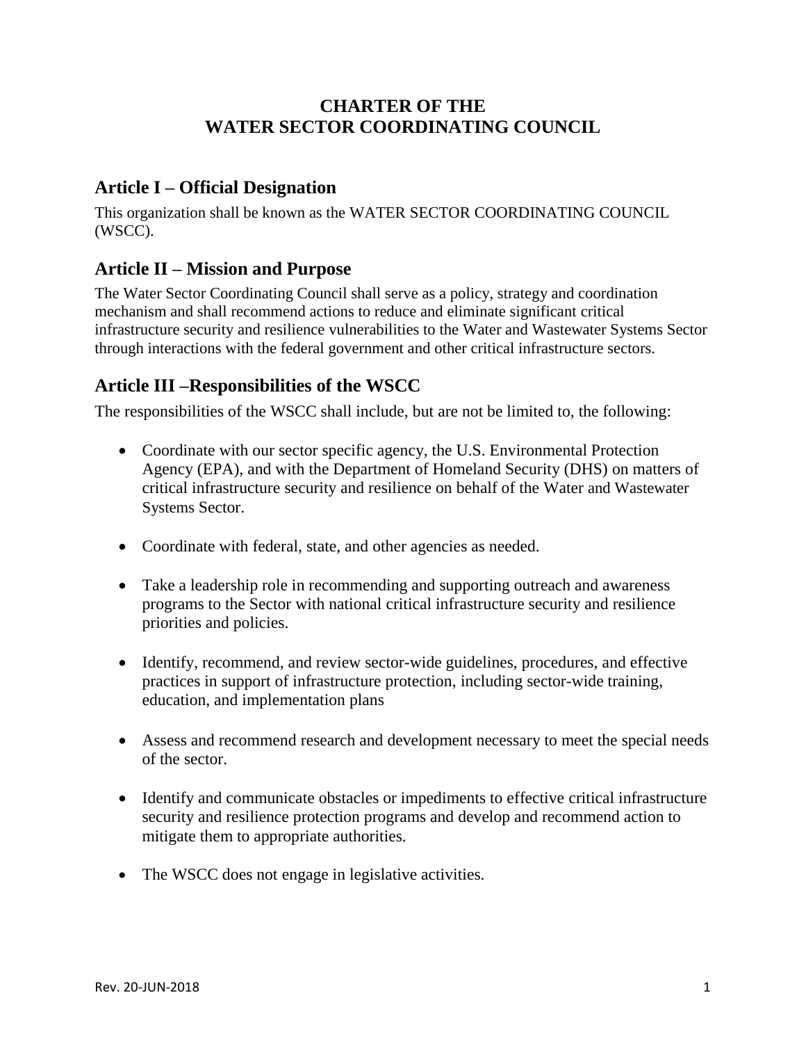# CHARTER OF THE WATER SECTOR COORDINATING COUNCIL

## Article I – Official Designation

This organization shall be known as the WATER SECTOR COORDINATING COUNCIL (WSCC).

## Article II – Mission and Purpose

The Water Sector Coordinating Council shall serve as a policy, strategy and coordination mechanism and shall recommend actions to reduce and eliminate significant critical infrastructure security and resilience vulnerabilities to the Water and Wastewater Systems Sector through interactions with the federal government and other critical infrastructure sectors.

## Article III –Responsibilities of the WSCC

The responsibilities of the WSCC shall include, but are not be limited to, the following:

- Coordinate with our sector specific agency, the U.S. Environmental Protection Agency (EPA), and with the Department of Homeland Security (DHS) on matters of critical infrastructure security and resilience on behalf of the Water and Wastewater Systems Sector.
- Coordinate with federal, state, and other agencies as needed.
- Take a leadership role in recommending and supporting outreach and awareness programs to the Sector with national critical infrastructure security and resilience priorities and policies.
- Identify, recommend, and review sector-wide guidelines, procedures, and effective practices in support of infrastructure protection, including sector-wide training, education, and implementation plans
- Assess and recommend research and development necessary to meet the special needs of the sector.
- Identify and communicate obstacles or impediments to effective critical infrastructure security and resilience protection programs and develop and recommend action to mitigate them to appropriate authorities.
- The WSCC does not engage in legislative activities.

Rev. 20-JUN-2018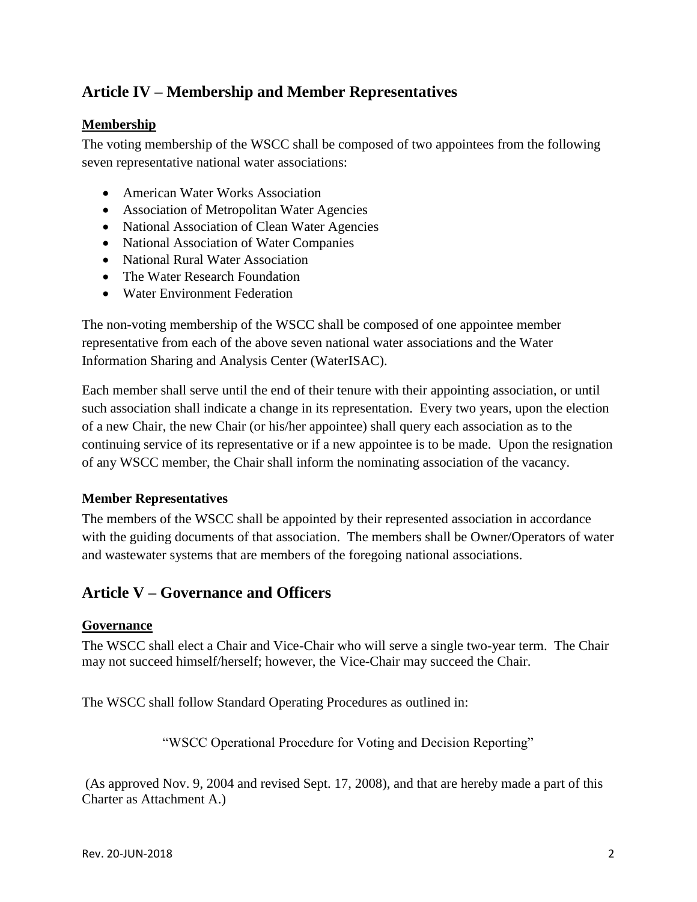## Article IV – Membership and Member Representatives

### Membership

The voting membership of the WSCC shall be composed of two appointees from the following seven representative national water associations:

- American Water Works Association
- Association of Metropolitan Water Agencies
- National Association of Clean Water Agencies
- National Association of Water Companies
- National Rural Water Association
- The Water Research Foundation
- Water Environment Federation

The non-voting membership of the WSCC shall be composed of one appointee member representative from each of the above seven national water associations and the Water Information Sharing and Analysis Center (WaterISAC).

Each member shall serve until the end of their tenure with their appointing association, or until such association shall indicate a change in its representation. Every two years, upon the election of a new Chair, the new Chair (or his/her appointee) shall query each association as to the continuing service of its representative or if a new appointee is to be made. Upon the resignation of any WSCC member, the Chair shall inform the nominating association of the vacancy.

### Member Representatives

The members of the WSCC shall be appointed by their represented association in accordance with the guiding documents of that association. The members shall be Owner/Operators of water and wastewater systems that are members of the foregoing national associations.

## Article V – Governance and Officers

### Governance

The WSCC shall elect a Chair and Vice-Chair who will serve a single two-year term. The Chair may not succeed himself/herself; however, the Vice-Chair may succeed the Chair.

The WSCC shall follow Standard Operating Procedures as outlined in:

"WSCC Operational Procedure for Voting and Decision Reporting"

(As approved Nov. 9, 2004 and revised Sept. 17, 2008), and that are hereby made a part of this Charter as Attachment A.)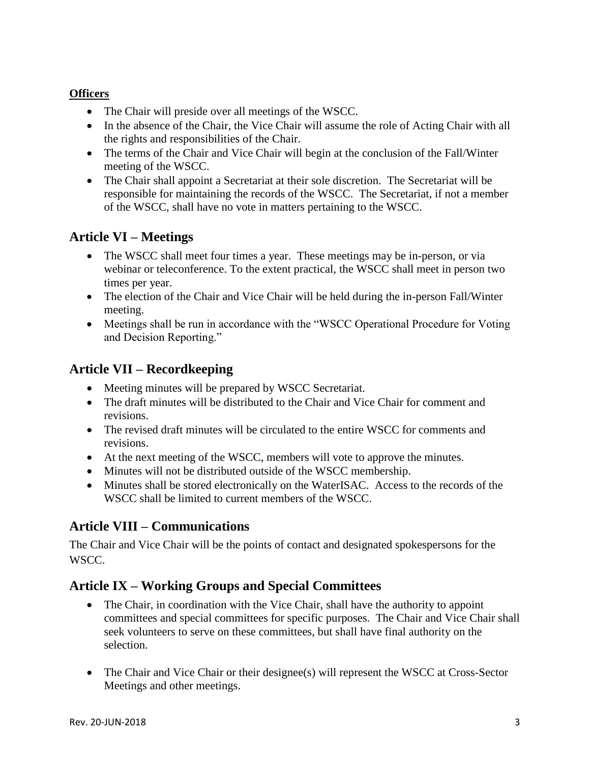**Officers**

- The Chair will preside over all meetings of the WSCC.
- In the absence of the Chair, the Vice Chair will assume the role of Acting Chair with all the rights and responsibilities of the Chair.
- The terms of the Chair and Vice Chair will begin at the conclusion of the Fall/Winter meeting of the WSCC.
- The Chair shall appoint a Secretariat at their sole discretion. The Secretariat will be responsible for maintaining the records of the WSCC. The Secretariat, if not a member of the WSCC, shall have no vote in matters pertaining to the WSCC.

## Article VI – Meetings

- The WSCC shall meet four times a year. These meetings may be in-person, or via webinar or teleconference. To the extent practical, the WSCC shall meet in person two times per year.
- The election of the Chair and Vice Chair will be held during the in-person Fall/Winter meeting.
- Meetings shall be run in accordance with the "WSCC Operational Procedure for Voting and Decision Reporting."

## Article VII – Recordkeeping

- Meeting minutes will be prepared by WSCC Secretariat.
- The draft minutes will be distributed to the Chair and Vice Chair for comment and revisions.
- The revised draft minutes will be circulated to the entire WSCC for comments and revisions.
- At the next meeting of the WSCC, members will vote to approve the minutes.
- Minutes will not be distributed outside of the WSCC membership.
- Minutes shall be stored electronically on the WaterISAC. Access to the records of the WSCC shall be limited to current members of the WSCC.

## Article VIII – Communications

The Chair and Vice Chair will be the points of contact and designated spokespersons for the WSCC.

## Article IX – Working Groups and Special Committees

- The Chair, in coordination with the Vice Chair, shall have the authority to appoint committees and special committees for specific purposes. The Chair and Vice Chair shall seek volunteers to serve on these committees, but shall have final authority on the selection.

- The Chair and Vice Chair or their designee(s) will represent the WSCC at Cross-Sector Meetings and other meetings.

Rev. 20-JUN-2018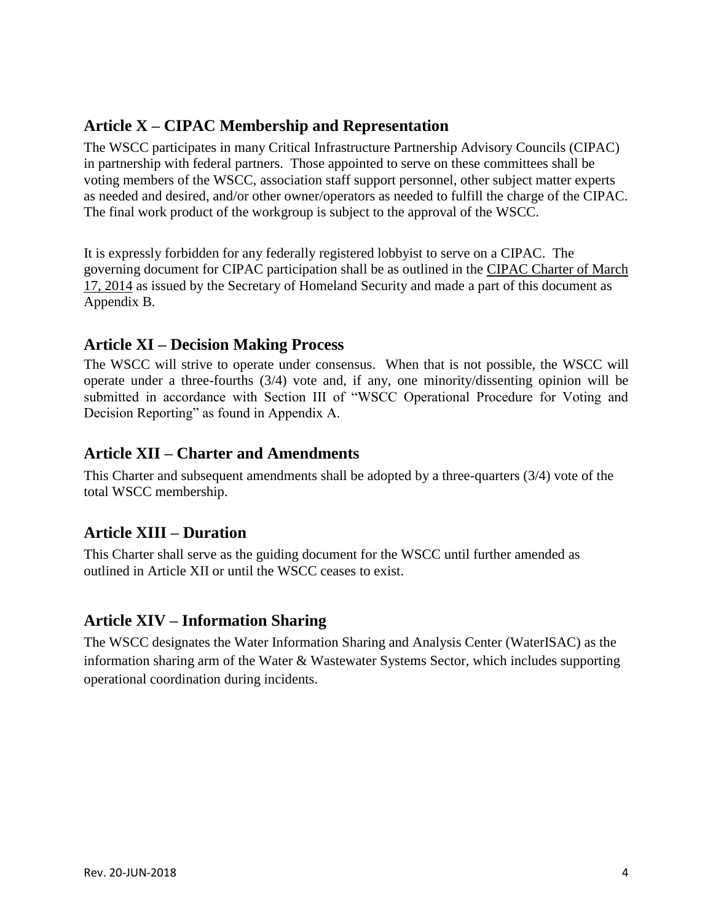## Article X – CIPAC Membership and Representation

The WSCC participates in many Critical Infrastructure Partnership Advisory Councils (CIPAC) in partnership with federal partners. Those appointed to serve on these committees shall be voting members of the WSCC, association staff support personnel, other subject matter experts as needed and desired, and/or other owner/operators as needed to fulfill the charge of the CIPAC. The final work product of the workgroup is subject to the approval of the WSCC.

It is expressly forbidden for any federally registered lobbyist to serve on a CIPAC. The governing document for CIPAC participation shall be as outlined in the CIPAC Charter of March 17, 2014 as issued by the Secretary of Homeland Security and made a part of this document as Appendix B.

## Article XI – Decision Making Process

The WSCC will strive to operate under consensus. When that is not possible, the WSCC will operate under a three-fourths (3/4) vote and, if any, one minority/dissenting opinion will be submitted in accordance with Section III of "WSCC Operational Procedure for Voting and Decision Reporting" as found in Appendix A.

## Article XII – Charter and Amendments

This Charter and subsequent amendments shall be adopted by a three-quarters (3/4) vote of the total WSCC membership.

## Article XIII – Duration

This Charter shall serve as the guiding document for the WSCC until further amended as outlined in Article XII or until the WSCC ceases to exist.

## Article XIV – Information Sharing

The WSCC designates the Water Information Sharing and Analysis Center (WaterISAC) as the information sharing arm of the Water & Wastewater Systems Sector, which includes supporting operational coordination during incidents.

Rev. 20-JUN-2018